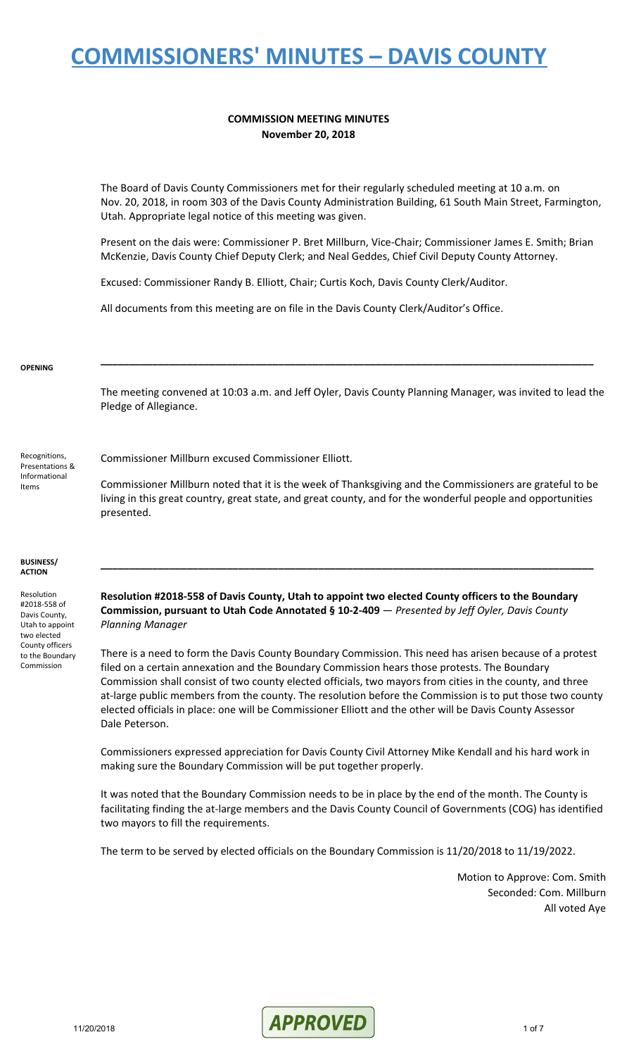# COMMISSIONERS' MINUTES – DAVIS COUNTY

**COMMISSION MEETING MINUTES**
**November 20, 2018**

The Board of Davis County Commissioners met for their regularly scheduled meeting at 10 a.m. on Nov. 20, 2018, in room 303 of the Davis County Administration Building, 61 South Main Street, Farmington, Utah. Appropriate legal notice of this meeting was given.

Present on the dais were: Commissioner P. Bret Millburn, Vice-Chair; Commissioner James E. Smith; Brian McKenzie, Davis County Chief Deputy Clerk; and Neal Geddes, Chief Civil Deputy County Attorney.

Excused: Commissioner Randy B. Elliott, Chair; Curtis Koch, Davis County Clerk/Auditor.

All documents from this meeting are on file in the Davis County Clerk/Auditor's Office.

**OPENING**

The meeting convened at 10:03 a.m. and Jeff Oyler, Davis County Planning Manager, was invited to lead the Pledge of Allegiance.

Recognitions, Presentations & Informational Items

Commissioner Millburn excused Commissioner Elliott.

Commissioner Millburn noted that it is the week of Thanksgiving and the Commissioners are grateful to be living in this great country, great state, and great county, and for the wonderful people and opportunities presented.

**BUSINESS/ ACTION**

Resolution #2018-558 of Davis County, Utah to appoint two elected County officers to the Boundary Commission

**Resolution #2018-558 of Davis County, Utah to appoint two elected County officers to the Boundary Commission, pursuant to Utah Code Annotated § 10-2-409** — *Presented by Jeff Oyler, Davis County Planning Manager*

There is a need to form the Davis County Boundary Commission. This need has arisen because of a protest filed on a certain annexation and the Boundary Commission hears those protests. The Boundary Commission shall consist of two county elected officials, two mayors from cities in the county, and three at-large public members from the county. The resolution before the Commission is to put those two county elected officials in place: one will be Commissioner Elliott and the other will be Davis County Assessor Dale Peterson.

Commissioners expressed appreciation for Davis County Civil Attorney Mike Kendall and his hard work in making sure the Boundary Commission will be put together properly.

It was noted that the Boundary Commission needs to be in place by the end of the month. The County is facilitating finding the at-large members and the Davis County Council of Governments (COG) has identified two mayors to fill the requirements.

The term to be served by elected officials on the Boundary Commission is 11/20/2018 to 11/19/2022.

Motion to Approve: Com. Smith
Seconded: Com. Millburn
All voted Aye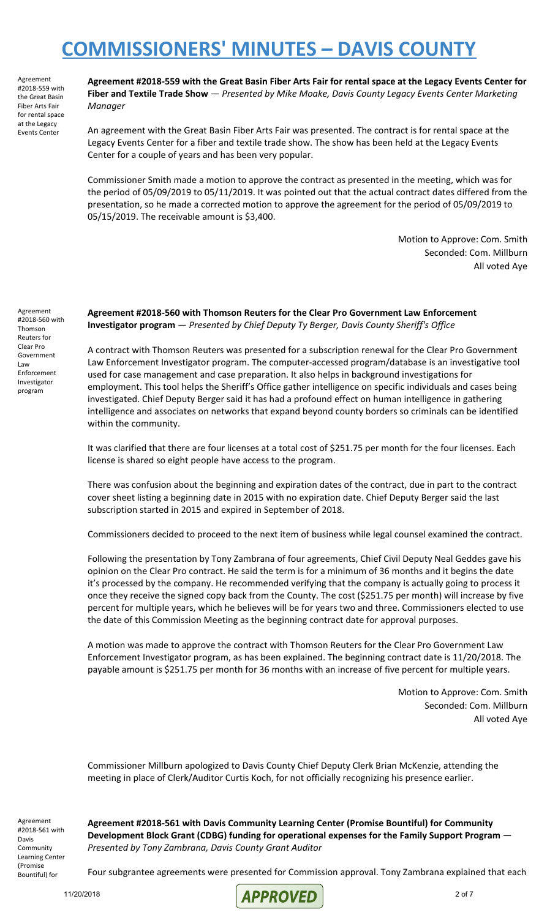# COMMISSIONERS' MINUTES – DAVIS COUNTY

Agreement #2018-559 with the Great Basin Fiber Arts Fair for rental space at the Legacy Events Center

**Agreement #2018-559 with the Great Basin Fiber Arts Fair for rental space at the Legacy Events Center for Fiber and Textile Trade Show** — *Presented by Mike Moake, Davis County Legacy Events Center Marketing Manager*

An agreement with the Great Basin Fiber Arts Fair was presented. The contract is for rental space at the Legacy Events Center for a fiber and textile trade show. The show has been held at the Legacy Events Center for a couple of years and has been very popular.

Commissioner Smith made a motion to approve the contract as presented in the meeting, which was for the period of 05/09/2019 to 05/11/2019. It was pointed out that the actual contract dates differed from the presentation, so he made a corrected motion to approve the agreement for the period of 05/09/2019 to 05/15/2019. The receivable amount is $3,400.

Motion to Approve: Com. Smith
Seconded: Com. Millburn
All voted Aye

Agreement #2018-560 with Thomson Reuters for Clear Pro Government Law Enforcement Investigator program

**Agreement #2018-560 with Thomson Reuters for the Clear Pro Government Law Enforcement Investigator program** — *Presented by Chief Deputy Ty Berger, Davis County Sheriff's Office*

A contract with Thomson Reuters was presented for a subscription renewal for the Clear Pro Government Law Enforcement Investigator program. The computer-accessed program/database is an investigative tool used for case management and case preparation. It also helps in background investigations for employment. This tool helps the Sheriff's Office gather intelligence on specific individuals and cases being investigated. Chief Deputy Berger said it has had a profound effect on human intelligence in gathering intelligence and associates on networks that expand beyond county borders so criminals can be identified within the community.

It was clarified that there are four licenses at a total cost of $251.75 per month for the four licenses. Each license is shared so eight people have access to the program.

There was confusion about the beginning and expiration dates of the contract, due in part to the contract cover sheet listing a beginning date in 2015 with no expiration date. Chief Deputy Berger said the last subscription started in 2015 and expired in September of 2018.

Commissioners decided to proceed to the next item of business while legal counsel examined the contract.

Following the presentation by Tony Zambrana of four agreements, Chief Civil Deputy Neal Geddes gave his opinion on the Clear Pro contract. He said the term is for a minimum of 36 months and it begins the date it's processed by the company. He recommended verifying that the company is actually going to process it once they receive the signed copy back from the County. The cost ($251.75 per month) will increase by five percent for multiple years, which he believes will be for years two and three. Commissioners elected to use the date of this Commission Meeting as the beginning contract date for approval purposes.

A motion was made to approve the contract with Thomson Reuters for the Clear Pro Government Law Enforcement Investigator program, as has been explained. The beginning contract date is 11/20/2018. The payable amount is $251.75 per month for 36 months with an increase of five percent for multiple years.

Motion to Approve: Com. Smith
Seconded: Com. Millburn
All voted Aye

Commissioner Millburn apologized to Davis County Chief Deputy Clerk Brian McKenzie, attending the meeting in place of Clerk/Auditor Curtis Koch, for not officially recognizing his presence earlier.

Agreement #2018-561 with Davis Community Learning Center (Promise Bountiful) for

**Agreement #2018-561 with Davis Community Learning Center (Promise Bountiful) for Community Development Block Grant (CDBG) funding for operational expenses for the Family Support Program** — *Presented by Tony Zambrana, Davis County Grant Auditor*

Four subgrantee agreements were presented for Commission approval. Tony Zambrana explained that each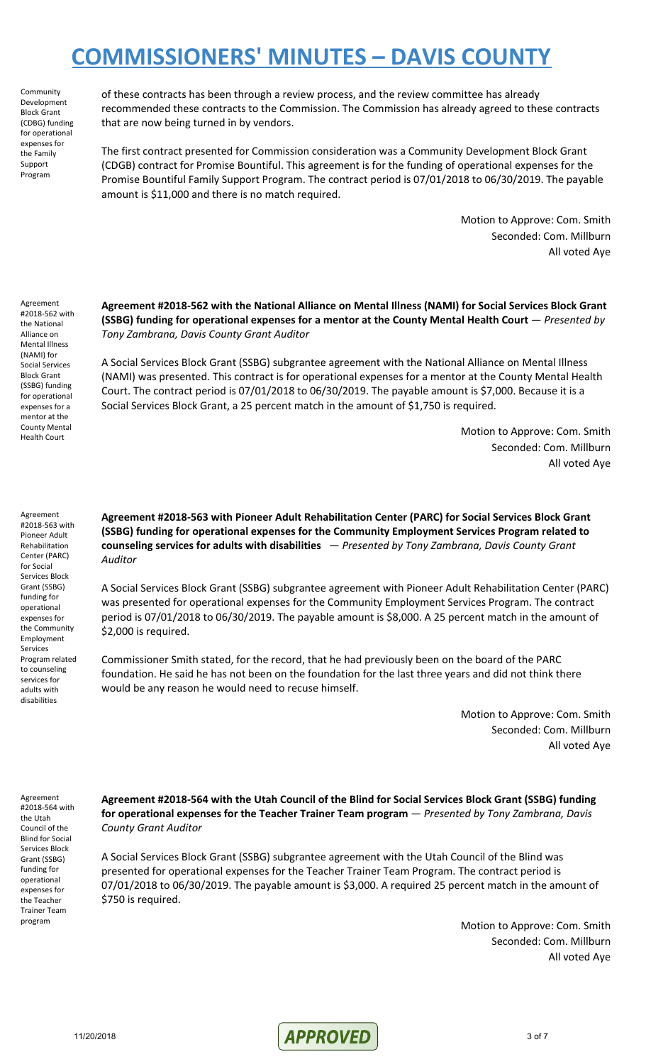of these contracts has been through a review process, and the review committee has already recommended these contracts to the Commission. The Commission has already agreed to these contracts that are now being turned in by vendors.

The first contract presented for Commission consideration was a Community Development Block Grant (CDGB) contract for Promise Bountiful. This agreement is for the funding of operational expenses for the Promise Bountiful Family Support Program. The contract period is 07/01/2018 to 06/30/2019. The payable amount is $11,000 and there is no match required.

Motion to Approve: Com. Smith
Seconded: Com. Millburn
All voted Aye

**Agreement #2018-562 with the National Alliance on Mental Illness (NAMI) for Social Services Block Grant (SSBG) funding for operational expenses for a mentor at the County Mental Health Court** — *Presented by Tony Zambrana, Davis County Grant Auditor*

A Social Services Block Grant (SSBG) subgrantee agreement with the National Alliance on Mental Illness (NAMI) was presented. This contract is for operational expenses for a mentor at the County Mental Health Court. The contract period is 07/01/2018 to 06/30/2019. The payable amount is $7,000. Because it is a Social Services Block Grant, a 25 percent match in the amount of $1,750 is required.

Motion to Approve: Com. Smith
Seconded: Com. Millburn
All voted Aye

**Agreement #2018-563 with Pioneer Adult Rehabilitation Center (PARC) for Social Services Block Grant (SSBG) funding for operational expenses for the Community Employment Services Program related to counseling services for adults with disabilities** — *Presented by Tony Zambrana, Davis County Grant Auditor*

A Social Services Block Grant (SSBG) subgrantee agreement with Pioneer Adult Rehabilitation Center (PARC) was presented for operational expenses for the Community Employment Services Program. The contract period is 07/01/2018 to 06/30/2019. The payable amount is $8,000. A 25 percent match in the amount of $2,000 is required.

Commissioner Smith stated, for the record, that he had previously been on the board of the PARC foundation. He said he has not been on the foundation for the last three years and did not think there would be any reason he would need to recuse himself.

Motion to Approve: Com. Smith
Seconded: Com. Millburn
All voted Aye

**Agreement #2018-564 with the Utah Council of the Blind for Social Services Block Grant (SSBG) funding for operational expenses for the Teacher Trainer Team program** — *Presented by Tony Zambrana, Davis County Grant Auditor*

A Social Services Block Grant (SSBG) subgrantee agreement with the Utah Council of the Blind was presented for operational expenses for the Teacher Trainer Team Program. The contract period is 07/01/2018 to 06/30/2019. The payable amount is $3,000. A required 25 percent match in the amount of $750 is required.

Motion to Approve: Com. Smith
Seconded: Com. Millburn
All voted Aye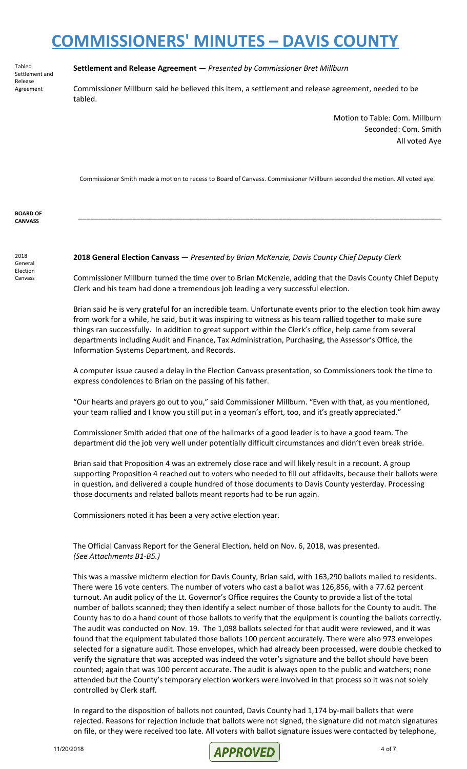Tabled Settlement and Release Agreement

**Settlement and Release Agreement** — *Presented by Commissioner Bret Millburn*

Commissioner Millburn said he believed this item, a settlement and release agreement, needed to be tabled.

Motion to Table: Com. Millburn
Seconded: Com. Smith
All voted Aye

Commissioner Smith made a motion to recess to Board of Canvass. Commissioner Millburn seconded the motion. All voted aye.

**BOARD OF CANVASS**

---

2018 General Election Canvass

**2018 General Election Canvass** — *Presented by Brian McKenzie, Davis County Chief Deputy Clerk*

Commissioner Millburn turned the time over to Brian McKenzie, adding that the Davis County Chief Deputy Clerk and his team had done a tremendous job leading a very successful election.

Brian said he is very grateful for an incredible team. Unfortunate events prior to the election took him away from work for a while, he said, but it was inspiring to witness as his team rallied together to make sure things ran successfully. In addition to great support within the Clerk's office, help came from several departments including Audit and Finance, Tax Administration, Purchasing, the Assessor's Office, the Information Systems Department, and Records.

A computer issue caused a delay in the Election Canvass presentation, so Commissioners took the time to express condolences to Brian on the passing of his father.

"Our hearts and prayers go out to you," said Commissioner Millburn. "Even with that, as you mentioned, your team rallied and I know you still put in a yeoman's effort, too, and it's greatly appreciated."

Commissioner Smith added that one of the hallmarks of a good leader is to have a good team. The department did the job very well under potentially difficult circumstances and didn't even break stride.

Brian said that Proposition 4 was an extremely close race and will likely result in a recount. A group supporting Proposition 4 reached out to voters who needed to fill out affidavits, because their ballots were in question, and delivered a couple hundred of those documents to Davis County yesterday. Processing those documents and related ballots meant reports had to be run again.

Commissioners noted it has been a very active election year.

The Official Canvass Report for the General Election, held on Nov. 6, 2018, was presented. *(See Attachments B1-B5.)*

This was a massive midterm election for Davis County, Brian said, with 163,290 ballots mailed to residents. There were 16 vote centers. The number of voters who cast a ballot was 126,856, with a 77.62 percent turnout. An audit policy of the Lt. Governor's Office requires the County to provide a list of the total number of ballots scanned; they then identify a select number of those ballots for the County to audit. The County has to do a hand count of those ballots to verify that the equipment is counting the ballots correctly. The audit was conducted on Nov. 19. The 1,098 ballots selected for that audit were reviewed, and it was found that the equipment tabulated those ballots 100 percent accurately. There were also 973 envelopes selected for a signature audit. Those envelopes, which had already been processed, were double checked to verify the signature that was accepted was indeed the voter's signature and the ballot should have been counted; again that was 100 percent accurate. The audit is always open to the public and watchers; none attended but the County's temporary election workers were involved in that process so it was not solely controlled by Clerk staff.

In regard to the disposition of ballots not counted, Davis County had 1,174 by-mail ballots that were rejected. Reasons for rejection include that ballots were not signed, the signature did not match signatures on file, or they were received too late. All voters with ballot signature issues were contacted by telephone,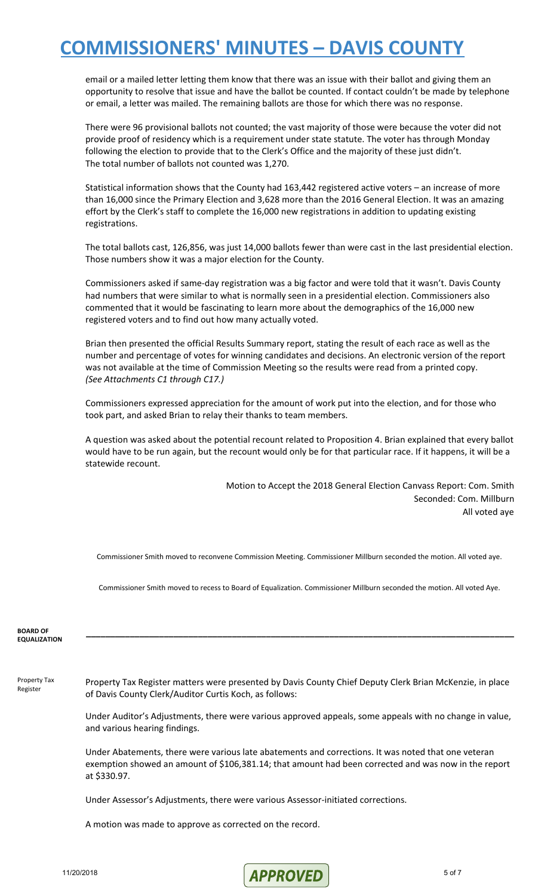email or a mailed letter letting them know that there was an issue with their ballot and giving them an opportunity to resolve that issue and have the ballot be counted. If contact couldn't be made by telephone or email, a letter was mailed. The remaining ballots are those for which there was no response.

There were 96 provisional ballots not counted; the vast majority of those were because the voter did not provide proof of residency which is a requirement under state statute. The voter has through Monday following the election to provide that to the Clerk's Office and the majority of these just didn't. The total number of ballots not counted was 1,270.

Statistical information shows that the County had 163,442 registered active voters – an increase of more than 16,000 since the Primary Election and 3,628 more than the 2016 General Election. It was an amazing effort by the Clerk's staff to complete the 16,000 new registrations in addition to updating existing registrations.

The total ballots cast, 126,856, was just 14,000 ballots fewer than were cast in the last presidential election. Those numbers show it was a major election for the County.

Commissioners asked if same-day registration was a big factor and were told that it wasn't. Davis County had numbers that were similar to what is normally seen in a presidential election. Commissioners also commented that it would be fascinating to learn more about the demographics of the 16,000 new registered voters and to find out how many actually voted.

Brian then presented the official Results Summary report, stating the result of each race as well as the number and percentage of votes for winning candidates and decisions. An electronic version of the report was not available at the time of Commission Meeting so the results were read from a printed copy. *(See Attachments C1 through C17.)*

Commissioners expressed appreciation for the amount of work put into the election, and for those who took part, and asked Brian to relay their thanks to team members.

A question was asked about the potential recount related to Proposition 4. Brian explained that every ballot would have to be run again, but the recount would only be for that particular race. If it happens, it will be a statewide recount.

Motion to Accept the 2018 General Election Canvass Report: Com. Smith
Seconded: Com. Millburn
All voted aye

Commissioner Smith moved to reconvene Commission Meeting. Commissioner Millburn seconded the motion. All voted aye.

Commissioner Smith moved to recess to Board of Equalization. Commissioner Millburn seconded the motion. All voted Aye.

## BOARD OF EQUALIZATION

**Property Tax Register**

Property Tax Register matters were presented by Davis County Chief Deputy Clerk Brian McKenzie, in place of Davis County Clerk/Auditor Curtis Koch, as follows:

Under Auditor's Adjustments, there were various approved appeals, some appeals with no change in value, and various hearing findings.

Under Abatements, there were various late abatements and corrections. It was noted that one veteran exemption showed an amount of $106,381.14; that amount had been corrected and was now in the report at $330.97.

Under Assessor's Adjustments, there were various Assessor-initiated corrections.

A motion was made to approve as corrected on the record.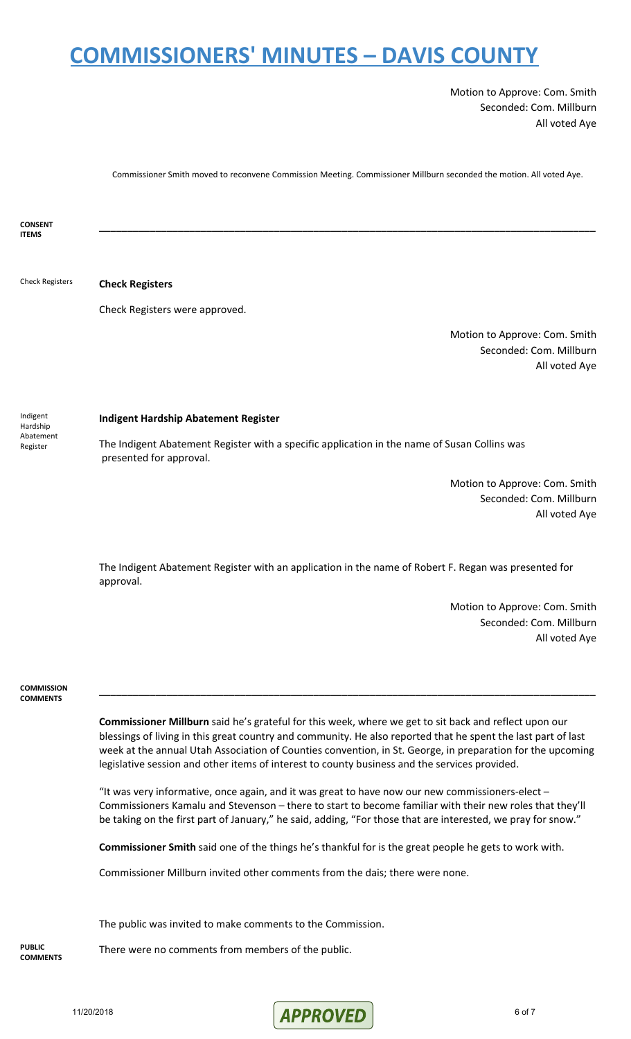Motion to Approve: Com. Smith
Seconded: Com. Millburn
All voted Aye

Commissioner Smith moved to reconvene Commission Meeting. Commissioner Millburn seconded the motion. All voted Aye.

**CONSENT ITEMS**

---

Check Registers

**Check Registers**

Check Registers were approved.

Motion to Approve: Com. Smith
Seconded: Com. Millburn
All voted Aye

Indigent Hardship Abatement Register

**Indigent Hardship Abatement Register**

The Indigent Abatement Register with a specific application in the name of Susan Collins was presented for approval.

Motion to Approve: Com. Smith
Seconded: Com. Millburn
All voted Aye

The Indigent Abatement Register with an application in the name of Robert F. Regan was presented for approval.

Motion to Approve: Com. Smith
Seconded: Com. Millburn
All voted Aye

**COMMISSION COMMENTS**

---

**Commissioner Millburn** said he's grateful for this week, where we get to sit back and reflect upon our blessings of living in this great country and community. He also reported that he spent the last part of last week at the annual Utah Association of Counties convention, in St. George, in preparation for the upcoming legislative session and other items of interest to county business and the services provided.

"It was very informative, once again, and it was great to have now our new commissioners-elect – Commissioners Kamalu and Stevenson – there to start to become familiar with their new roles that they'll be taking on the first part of January," he said, adding, "For those that are interested, we pray for snow."

**Commissioner Smith** said one of the things he's thankful for is the great people he gets to work with.

Commissioner Millburn invited other comments from the dais; there were none.

The public was invited to make comments to the Commission.

**PUBLIC COMMENTS**

There were no comments from members of the public.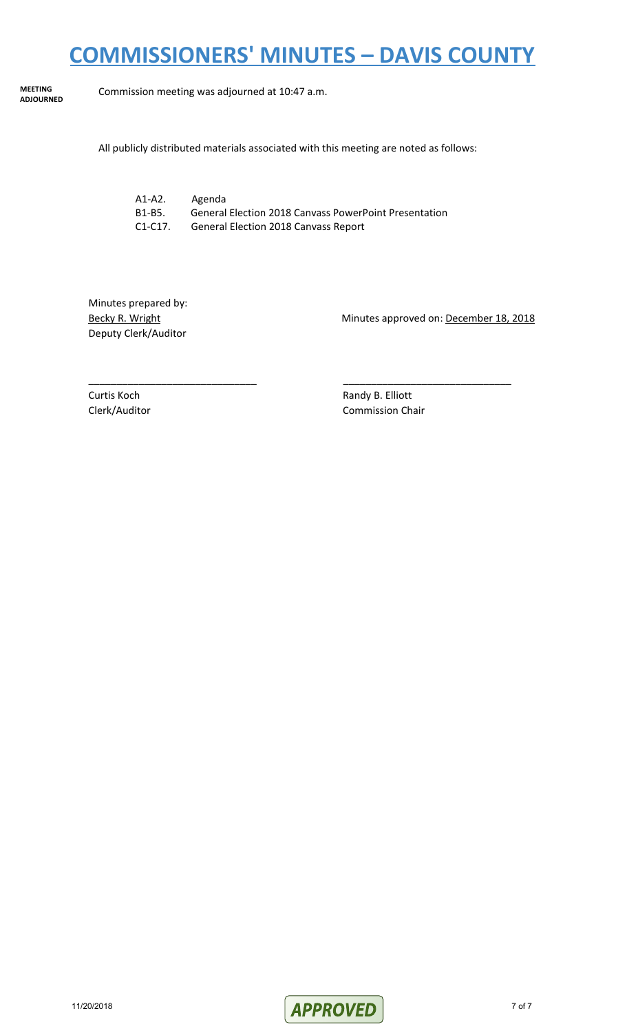**MEETING ADJOURNED**

Commission meeting was adjourned at 10:47 a.m.

All publicly distributed materials associated with this meeting are noted as follows:

| | |
|---|---|
| A1-A2. | Agenda |
| B1-B5. | General Election 2018 Canvass PowerPoint Presentation |
| C1-C17. | General Election 2018 Canvass Report |

Minutes prepared by:
Becky R. Wright
Deputy Clerk/Auditor

Minutes approved on: December 18, 2018

\_\_\_\_\_\_\_\_\_\_\_\_\_\_\_\_\_\_\_\_\_\_\_\_\_\_\_\_\_\_
Curtis Koch
Clerk/Auditor

\_\_\_\_\_\_\_\_\_\_\_\_\_\_\_\_\_\_\_\_\_\_\_\_\_\_\_\_\_\_
Randy B. Elliott
Commission Chair

APPROVED